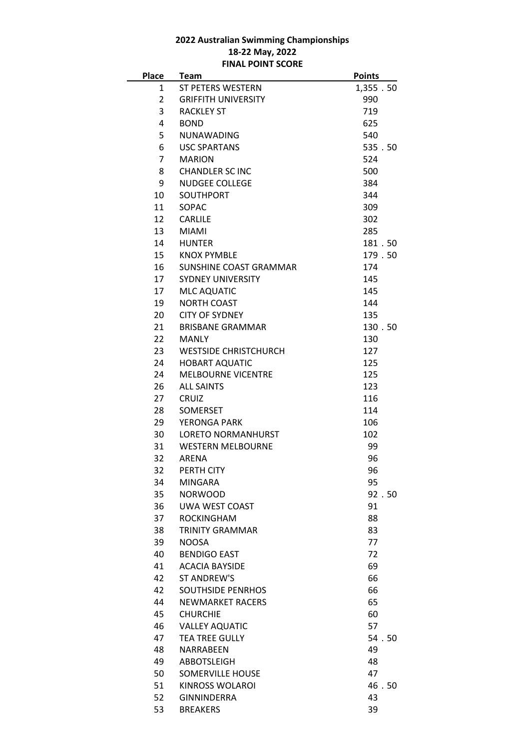**2022 Australian Swimming Championships**

**18-22 May, 2022**

**FINAL POINT SCORE**

| Place | Team | Points |
|---|---|---|
| 1 | ST PETERS WESTERN | 1,355 . 50 |
| 2 | GRIFFITH UNIVERSITY | 990 |
| 3 | RACKLEY ST | 719 |
| 4 | BOND | 625 |
| 5 | NUNAWADING | 540 |
| 6 | USC SPARTANS | 535 . 50 |
| 7 | MARION | 524 |
| 8 | CHANDLER SC INC | 500 |
| 9 | NUDGEE COLLEGE | 384 |
| 10 | SOUTHPORT | 344 |
| 11 | SOPAC | 309 |
| 12 | CARLILE | 302 |
| 13 | MIAMI | 285 |
| 14 | HUNTER | 181 . 50 |
| 15 | KNOX PYMBLE | 179 . 50 |
| 16 | SUNSHINE COAST GRAMMAR | 174 |
| 17 | SYDNEY UNIVERSITY | 145 |
| 17 | MLC AQUATIC | 145 |
| 19 | NORTH COAST | 144 |
| 20 | CITY OF SYDNEY | 135 |
| 21 | BRISBANE GRAMMAR | 130 . 50 |
| 22 | MANLY | 130 |
| 23 | WESTSIDE CHRISTCHURCH | 127 |
| 24 | HOBART AQUATIC | 125 |
| 24 | MELBOURNE VICENTRE | 125 |
| 26 | ALL SAINTS | 123 |
| 27 | CRUIZ | 116 |
| 28 | SOMERSET | 114 |
| 29 | YERONGA PARK | 106 |
| 30 | LORETO NORMANHURST | 102 |
| 31 | WESTERN MELBOURNE | 99 |
| 32 | ARENA | 96 |
| 32 | PERTH CITY | 96 |
| 34 | MINGARA | 95 |
| 35 | NORWOOD | 92 . 50 |
| 36 | UWA WEST COAST | 91 |
| 37 | ROCKINGHAM | 88 |
| 38 | TRINITY GRAMMAR | 83 |
| 39 | NOOSA | 77 |
| 40 | BENDIGO EAST | 72 |
| 41 | ACACIA BAYSIDE | 69 |
| 42 | ST ANDREW'S | 66 |
| 42 | SOUTHSIDE PENRHOS | 66 |
| 44 | NEWMARKET RACERS | 65 |
| 45 | CHURCHIE | 60 |
| 46 | VALLEY AQUATIC | 57 |
| 47 | TEA TREE GULLY | 54 . 50 |
| 48 | NARRABEEN | 49 |
| 49 | ABBOTSLEIGH | 48 |
| 50 | SOMERVILLE HOUSE | 47 |
| 51 | KINROSS WOLAROI | 46 . 50 |
| 52 | GINNINDERRA | 43 |
| 53 | BREAKERS | 39 |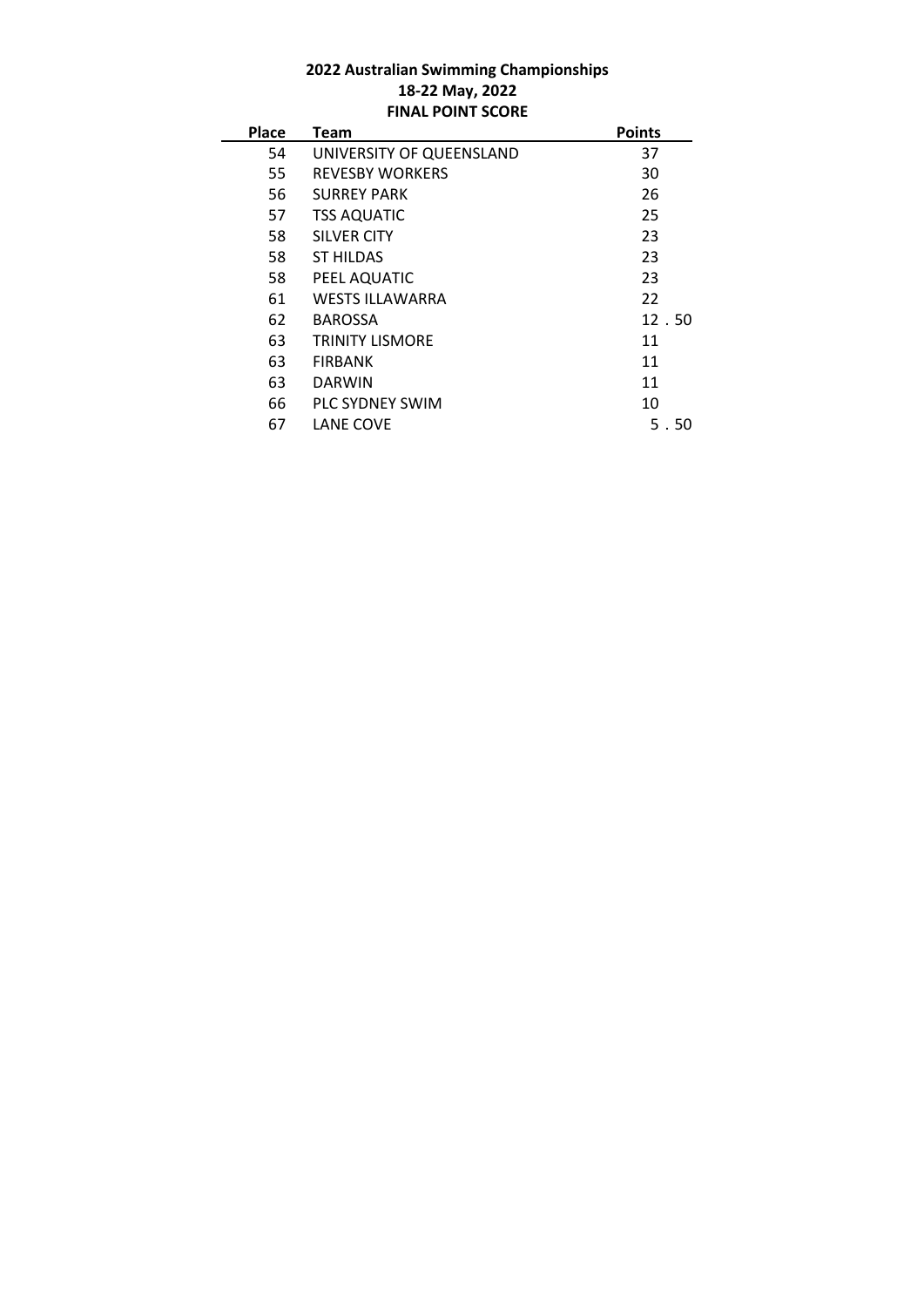**2022 Australian Swimming Championships**
**18-22 May, 2022**
**FINAL POINT SCORE**

| Place | Team | Points |
|---|---|---|
| 54 | UNIVERSITY OF QUEENSLAND | 37 |
| 55 | REVESBY WORKERS | 30 |
| 56 | SURREY PARK | 26 |
| 57 | TSS AQUATIC | 25 |
| 58 | SILVER CITY | 23 |
| 58 | ST HILDAS | 23 |
| 58 | PEEL AQUATIC | 23 |
| 61 | WESTS ILLAWARRA | 22 |
| 62 | BAROSSA | 12 . 50 |
| 63 | TRINITY LISMORE | 11 |
| 63 | FIRBANK | 11 |
| 63 | DARWIN | 11 |
| 66 | PLC SYDNEY SWIM | 10 |
| 67 | LANE COVE | 5 . 50 |